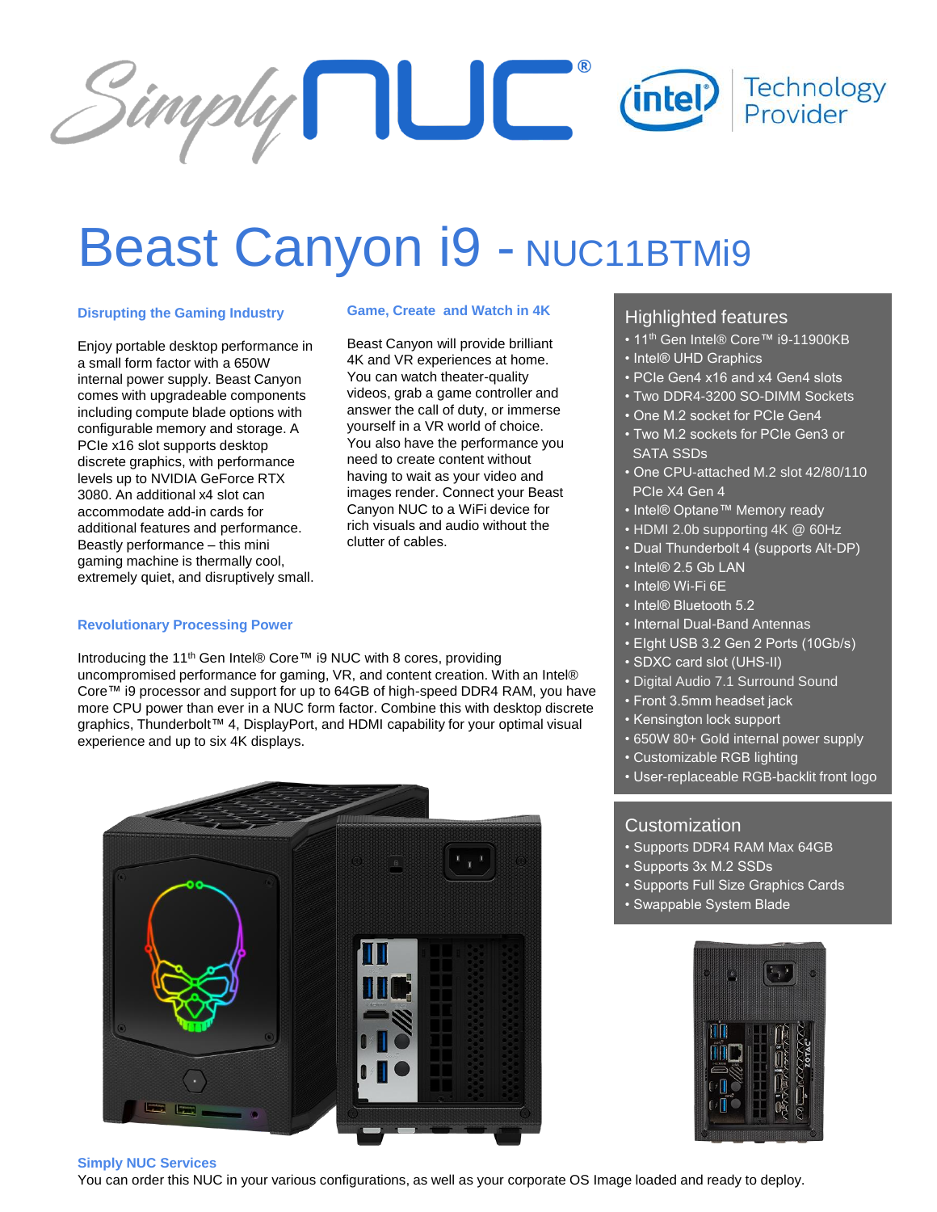# Beast Canyon i9 - NUC11BTMi9

### Disrupting the Gaming Industry

Enjoy portable desktop performance in a small form factor with a 650W internal power supply. Beast Canyon comes with upgradeable components including compute blade options with configurable memory and storage. A PCIe x16 slot supports desktop discrete graphics, with performance levels up to NVIDIA GeForce RTX 3080. An additional x4 slot can accommodate add-in cards for additional features and performance. Beastly performance – this mini gaming machine is thermally cool, extremely quiet, and disruptively small.

### Game, Create and Watch in 4K

Beast Canyon will provide brilliant 4K and VR experiences at home. You can watch theater-quality videos, grab a game controller and answer the call of duty, or immerse yourself in a VR world of choice. You also have the performance you need to create content without having to wait as your video and images render. Connect your Beast Canyon NUC to a WiFi device for rich visuals and audio without the clutter of cables.

### Revolutionary Processing Power

Introducing the 11th Gen Intel® Core™ i9 NUC with 8 cores, providing uncompromised performance for gaming, VR, and content creation. With an Intel® Core™ i9 processor and support for up to 64GB of high-speed DDR4 RAM, you have more CPU power than ever in a NUC form factor. Combine this with desktop discrete graphics, Thunderbolt™ 4, DisplayPort, and HDMI capability for your optimal visual experience and up to six 4K displays.

## Highlighted features

- 11th Gen Intel® Core™ i9-11900KB
- Intel® UHD Graphics
- PCIe Gen4 x16 and x4 Gen4 slots
- Two DDR4-3200 SO-DIMM Sockets
- One M.2 socket for PCIe Gen4
- Two M.2 sockets for PCIe Gen3 or SATA SSDs
- One CPU-attached M.2 slot 42/80/110 PCIe X4 Gen 4
- Intel® Optane™ Memory ready
- HDMI 2.0b supporting 4K @ 60Hz
- Dual Thunderbolt 4 (supports Alt-DP)
- Intel® 2.5 Gb LAN
- Intel® Wi-Fi 6E
- Intel® Bluetooth 5.2
- Internal Dual-Band Antennas
- EIght USB 3.2 Gen 2 Ports (10Gb/s)
- SDXC card slot (UHS-II)
- Digital Audio 7.1 Surround Sound
- Front 3.5mm headset jack
- Kensington lock support
- 650W 80+ Gold internal power supply
- Customizable RGB lighting
- User-replaceable RGB-backlit front logo

## Customization

- Supports DDR4 RAM Max 64GB
- Supports 3x M.2 SSDs
- Supports Full Size Graphics Cards
- Swappable System Blade

### Simply NUC Services

You can order this NUC in your various configurations, as well as your corporate OS Image loaded and ready to deploy.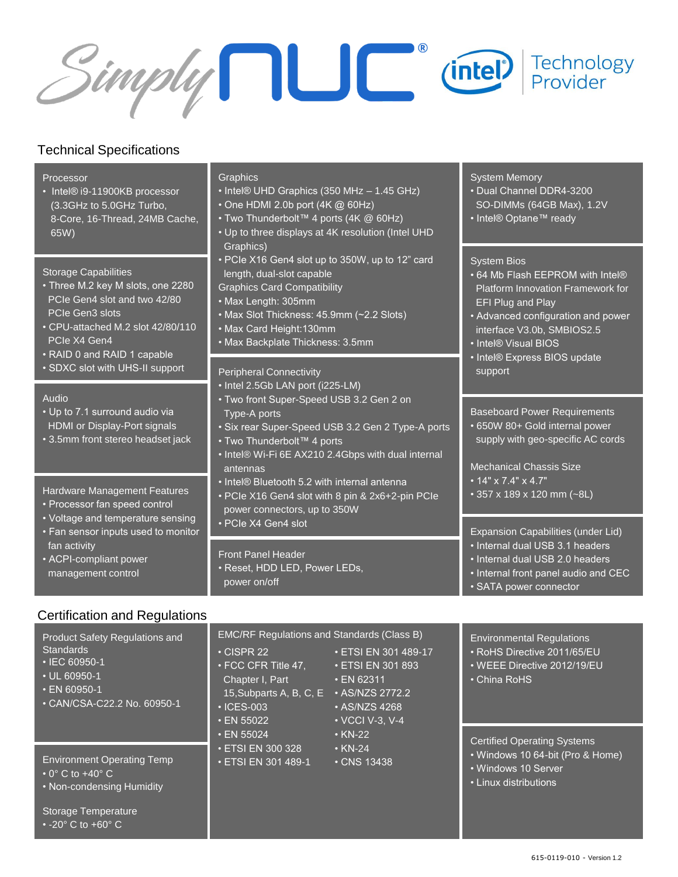## Technical Specifications

### Processor
- Intel® i9-11900KB processor (3.3GHz to 5.0GHz Turbo, 8-Core, 16-Thread, 24MB Cache, 65W)

### Storage Capabilities
- Three M.2 key M slots, one 2280 PCIe Gen4 slot and two 42/80 PCIe Gen3 slots
- CPU-attached M.2 slot 42/80/110 PCIe X4 Gen4
- RAID 0 and RAID 1 capable
- SDXC slot with UHS-II support

### Audio
- Up to 7.1 surround audio via HDMI or Display-Port signals
- 3.5mm front stereo headset jack

### Hardware Management Features
- Processor fan speed control
- Voltage and temperature sensing
- Fan sensor inputs used to monitor fan activity
- ACPI-compliant power management control

### Graphics
- Intel® UHD Graphics (350 MHz – 1.45 GHz)
- One HDMI 2.0b port (4K @ 60Hz)
- Two Thunderbolt™ 4 ports (4K @ 60Hz)
- Up to three displays at 4K resolution (Intel UHD Graphics)
- PCIe X16 Gen4 slot up to 350W, up to 12" card length, dual-slot capable

Graphics Card Compatibility
- Max Length: 305mm
- Max Slot Thickness: 45.9mm (~2.2 Slots)
- Max Card Height:130mm
- Max Backplate Thickness: 3.5mm

### Peripheral Connectivity
- Intel 2.5Gb LAN port (i225-LM)
- Two front Super-Speed USB 3.2 Gen 2 on Type-A ports
- Six rear Super-Speed USB 3.2 Gen 2 Type-A ports
- Two Thunderbolt™ 4 ports
- Intel® Wi-Fi 6E AX210 2.4Gbps with dual internal antennas
- Intel® Bluetooth 5.2 with internal antenna
- PCIe X16 Gen4 slot with 8 pin & 2x6+2-pin PCIe power connectors, up to 350W
- PCIe X4 Gen4 slot

### Front Panel Header
- Reset, HDD LED, Power LEDs, power on/off

### System Memory
- Dual Channel DDR4-3200 SO-DIMMs (64GB Max), 1.2V
- Intel® Optane™ ready

### System Bios
- 64 Mb Flash EEPROM with Intel® Platform Innovation Framework for EFI Plug and Play
- Advanced configuration and power interface V3.0b, SMBIOS2.5
- Intel® Visual BIOS
- Intel® Express BIOS update support

### Baseboard Power Requirements
- 650W 80+ Gold internal power supply with geo-specific AC cords

### Mechanical Chassis Size
- 14" x 7.4" x 4.7"
- 357 x 189 x 120 mm (~8L)

### Expansion Capabilities (under Lid)
- Internal dual USB 3.1 headers
- Internal dual USB 2.0 headers
- Internal front panel audio and CEC
- SATA power connector

## Certification and Regulations

### Product Safety Regulations and Standards
- IEC 60950-1
- UL 60950-1
- EN 60950-1
- CAN/CSA-C22.2 No. 60950-1

### Environment Operating Temp
- 0° C to +40° C
- Non-condensing Humidity

### Storage Temperature
- -20° C to +60° C

### EMC/RF Regulations and Standards (Class B)
- CISPR 22
- FCC CFR Title 47, Chapter I, Part 15,Subparts A, B, C, E
- ICES-003
- EN 55022
- EN 55024
- ETSI EN 300 328
- ETSI EN 301 489-1
- ETSI EN 301 489-17
- ETSI EN 301 893
- EN 62311
- AS/NZS 2772.2
- AS/NZS 4268
- VCCI V-3, V-4
- KN-22
- KN-24
- CNS 13438

### Environmental Regulations
- RoHS Directive 2011/65/EU
- WEEE Directive 2012/19/EU
- China RoHS

### Certified Operating Systems
- Windows 10 64-bit (Pro & Home)
- Windows 10 Server
- Linux distributions

615-0119-010 - Version 1.2